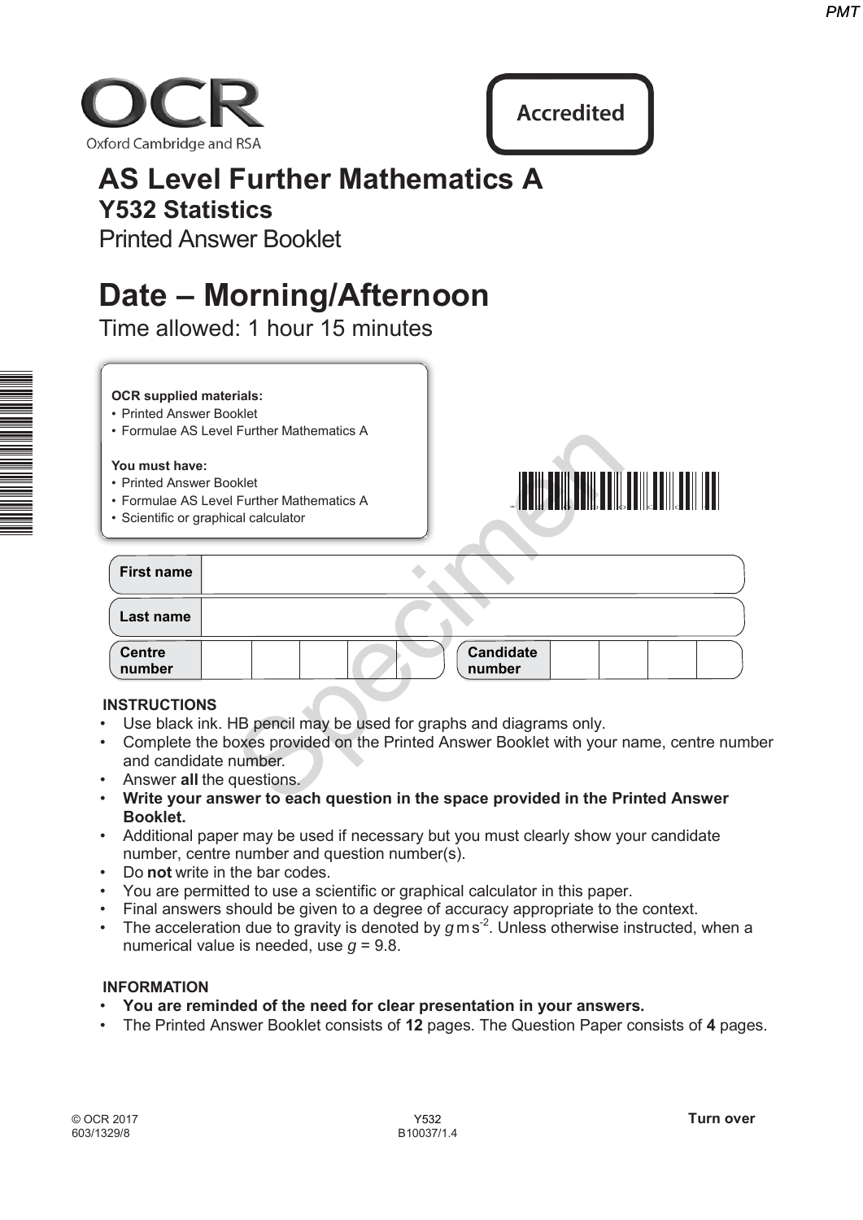OCR
Oxford Cambridge and RSA

**Accredited**

# AS Level Further Mathematics A
## Y532 Statistics
Printed Answer Booklet

# Date – Morning/Afternoon
Time allowed: 1 hour 15 minutes

**OCR supplied materials:**
- Printed Answer Booklet
- Formulae AS Level Further Mathematics A

**You must have:**
- Printed Answer Booklet
- Formulae AS Level Further Mathematics A
- Scientific or graphical calculator

| First name | | | | | | | | | | |
|---|---|---|---|---|---|---|---|---|---|---|
| **Last name** | | | | | | | | | | |
| **Centre number** | | | | | | **Candidate number** | | | | |

**INSTRUCTIONS**
- Use black ink. HB pencil may be used for graphs and diagrams only.
- Complete the boxes provided on the Printed Answer Booklet with your name, centre number and candidate number.
- Answer **all** the questions.
- **Write your answer to each question in the space provided in the Printed Answer Booklet.**
- Additional paper may be used if necessary but you must clearly show your candidate number, centre number and question number(s).
- Do **not** write in the bar codes.
- You are permitted to use a scientific or graphical calculator in this paper.
- Final answers should be given to a degree of accuracy appropriate to the context.
- The acceleration due to gravity is denoted by $g\,\text{m}\,\text{s}^{-2}$. Unless otherwise instructed, when a numerical value is needed, use $g = 9.8$.

**INFORMATION**
- **You are reminded of the need for clear presentation in your answers.**
- The Printed Answer Booklet consists of **12** pages. The Question Paper consists of **4** pages.

© OCR 2017
603/1329/8

Y532
B10037/1.4

**Turn over**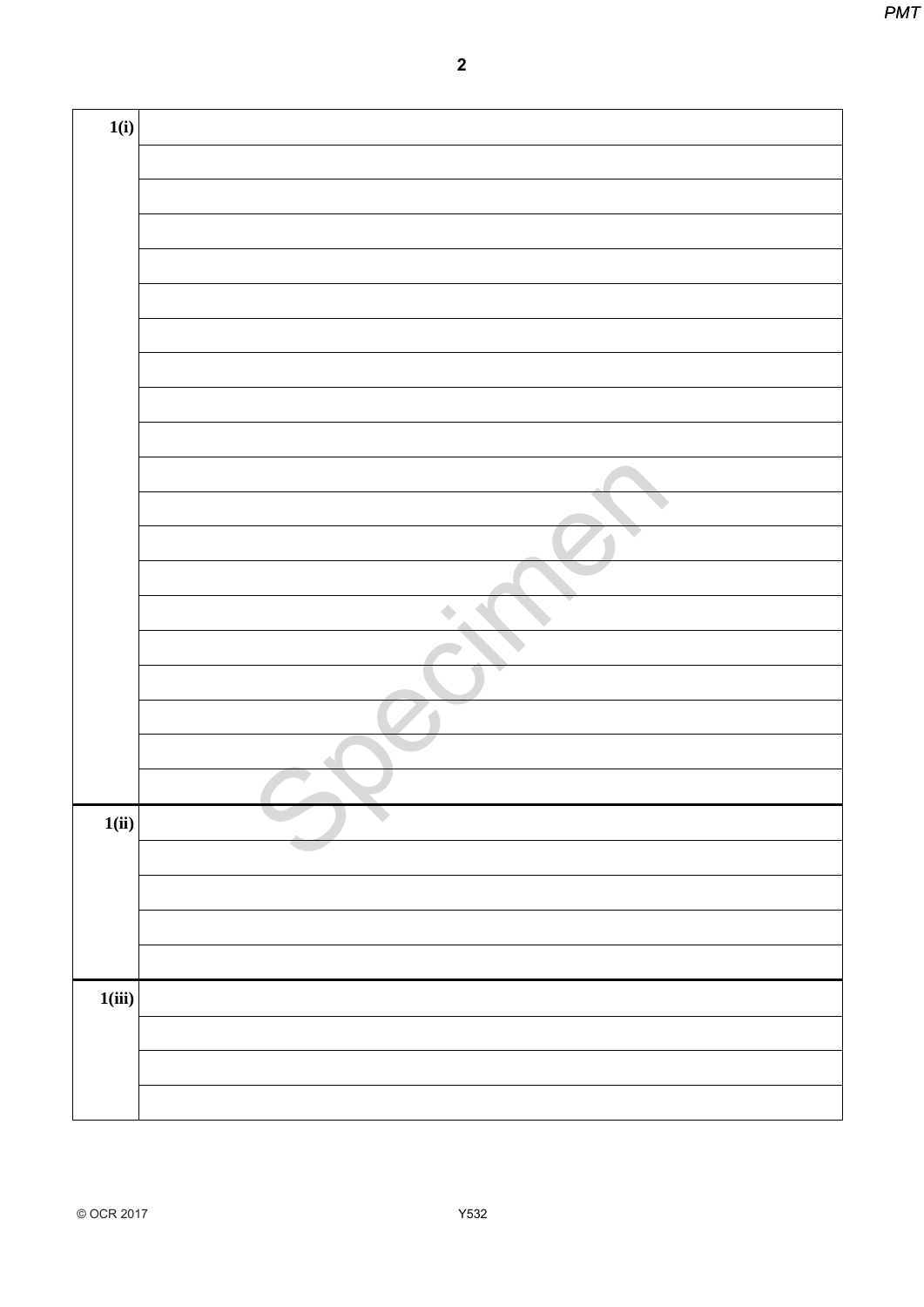| | |
|---|---|
| 1(i) | |
| | |
| | |
| | |
| | |
| | |
| | |
| | |
| | |
| | |
| | |
| | |
| | |
| | |
| | |
| | |
| | |
| | |
| | |
| | |
| 1(ii) | |
| | |
| | |
| | |
| | |
| 1(iii) | |
| | |
| | |
| | |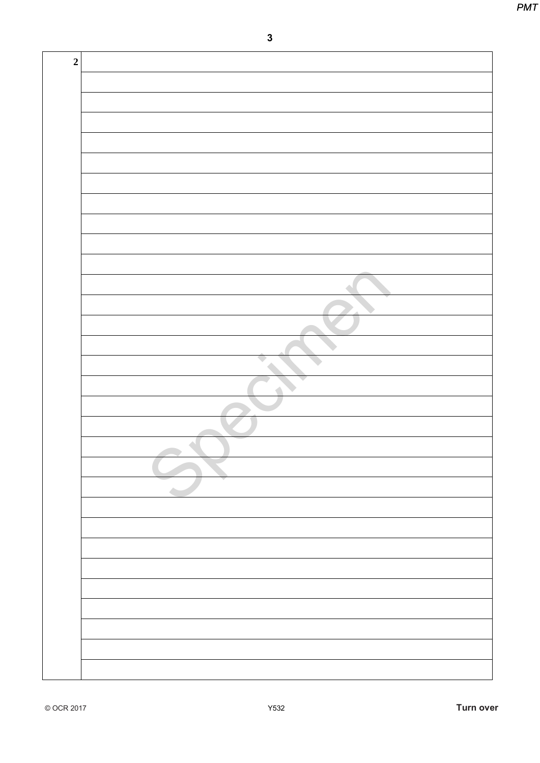| 2 | |
|---|---|
| | |
| | |
| | |
| | |
| | |
| | |
| | |
| | |
| | |
| | |
| | |
| | |
| | |
| | |
| | |
| | |
| | |
| | |
| | |
| | |
| | |
| | |
| | |
| | |
| | |
| | |
| | |
| | |
| | |
| | |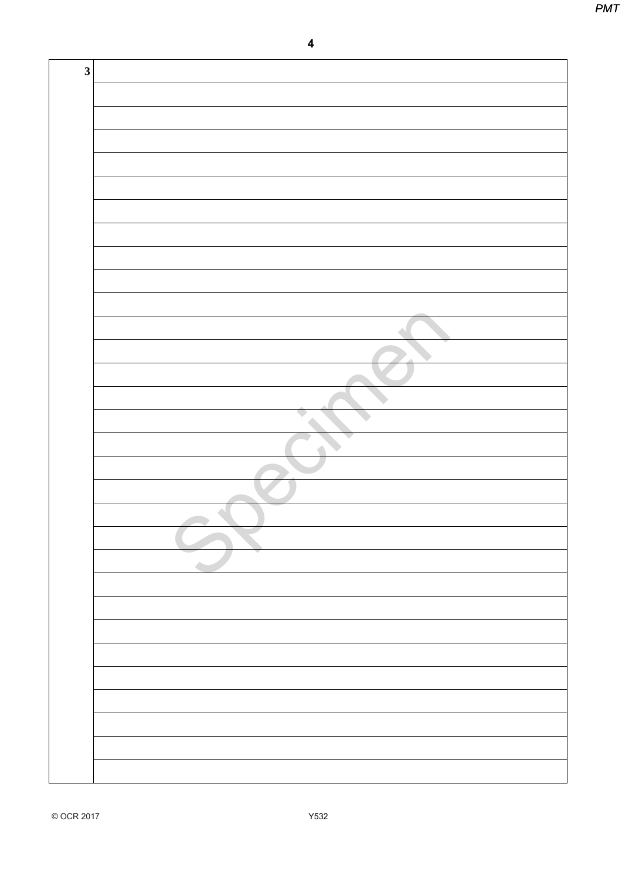3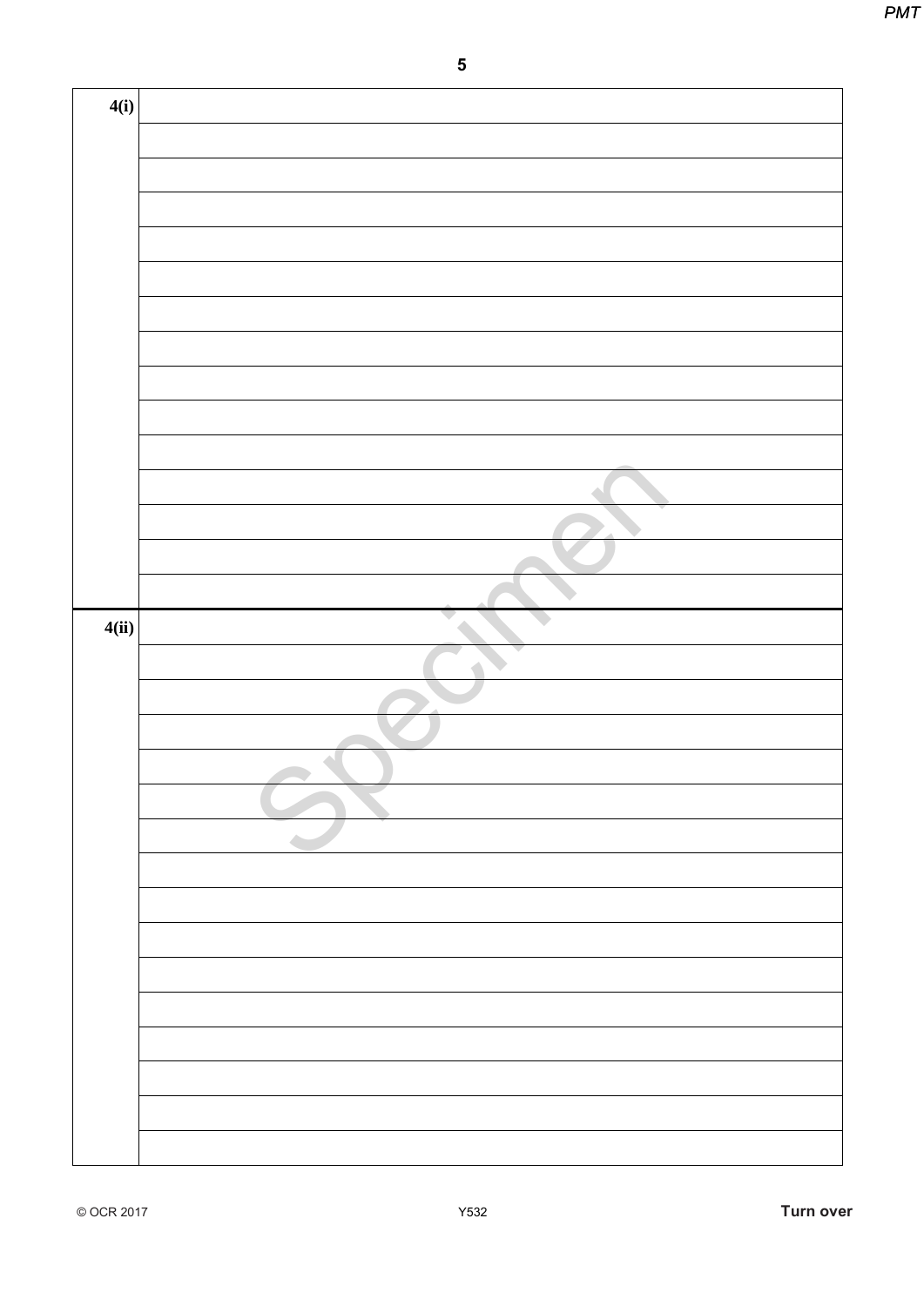| | |
|---|---|
| 4(i) | |
| | |
| | |
| | |
| | |
| | |
| | |
| | |
| | |
| | |
| | |
| | |
| | |
| | |
| | |
| 4(ii) | |
| | |
| | |
| | |
| | |
| | |
| | |
| | |
| | |
| | |
| | |
| | |
| | |
| | |
| | |
| | |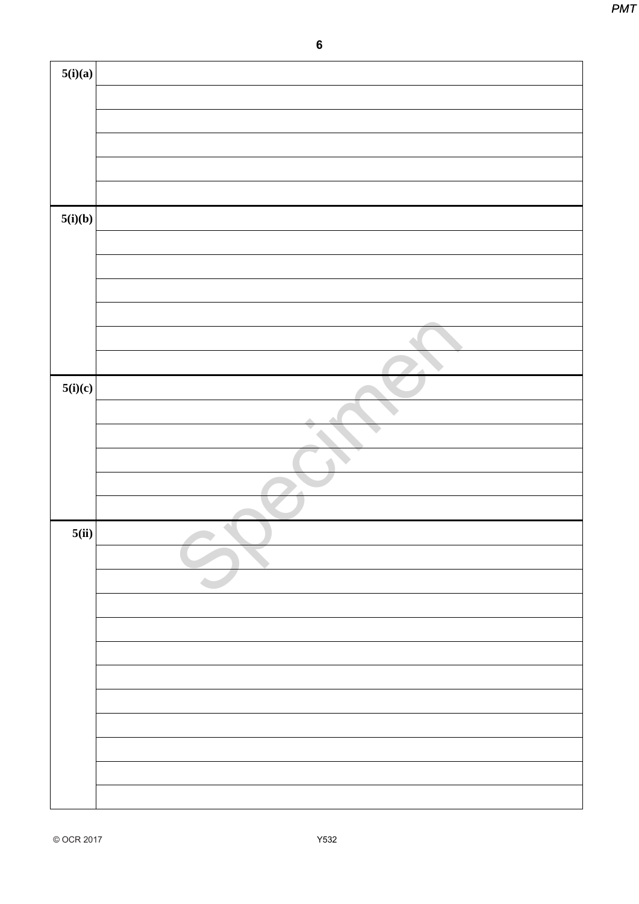| | |
|---|---|
| 5(i)(a) | |
| | |
| | |
| | |
| | |
| | |
| 5(i)(b) | |
| | |
| | |
| | |
| | |
| | |
| | |
| 5(i)(c) | |
| | |
| | |
| | |
| | |
| | |
| 5(ii) | |
| | |
| | |
| | |
| | |
| | |
| | |
| | |
| | |
| | |
| | |
| | |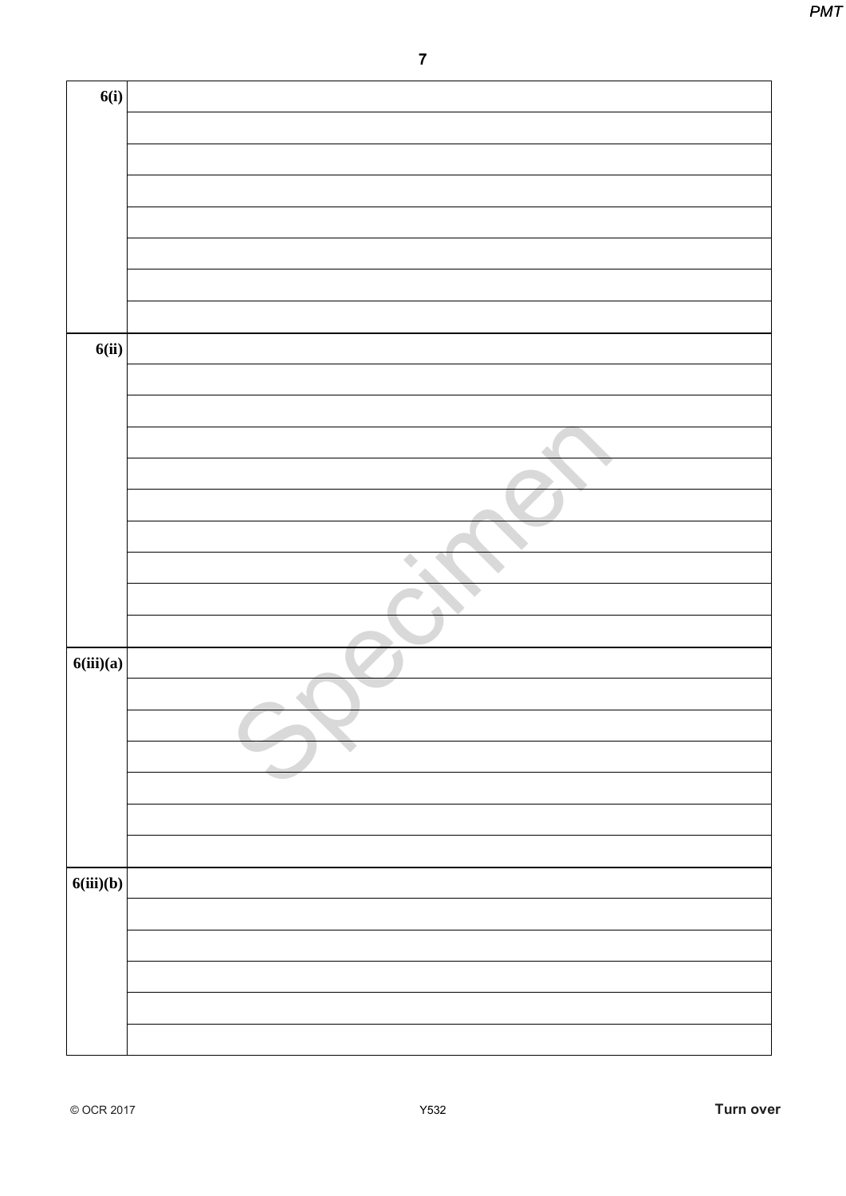| | |
|---|---|
| **6(i)** | |
| | |
| | |
| | |
| | |
| | |
| | |
| | |
| **6(ii)** | |
| | |
| | |
| | |
| | |
| | |
| | |
| | |
| | |
| | |
| **6(iii)(a)** | |
| | |
| | |
| | |
| | |
| | |
| | |
| **6(iii)(b)** | |
| | |
| | |
| | |
| | |
| | |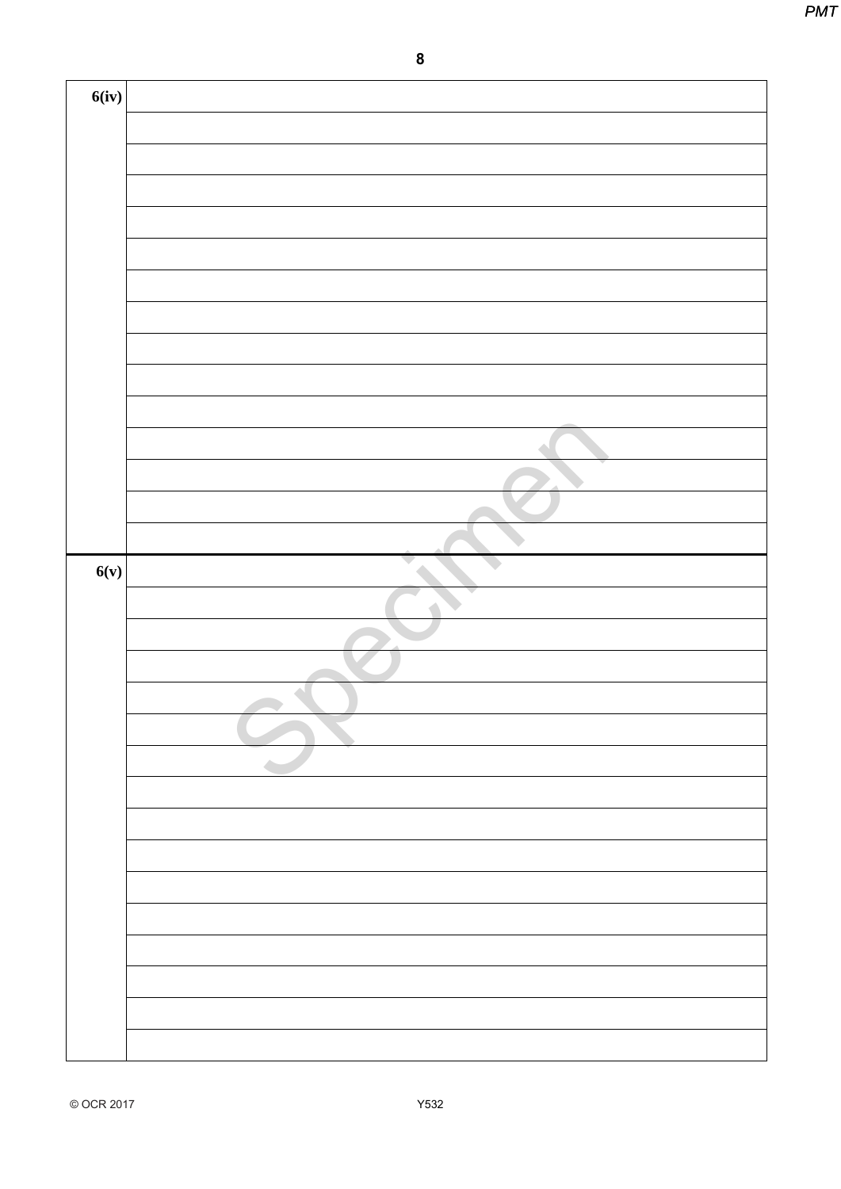| | |
|---|---|
| **6(iv)** | |
| | |
| | |
| | |
| | |
| | |
| | |
| | |
| | |
| | |
| | |
| | |
| | |
| | |
| | |
| **6(v)** | |
| | |
| | |
| | |
| | |
| | |
| | |
| | |
| | |
| | |
| | |
| | |
| | |
| | |
| | |
| | |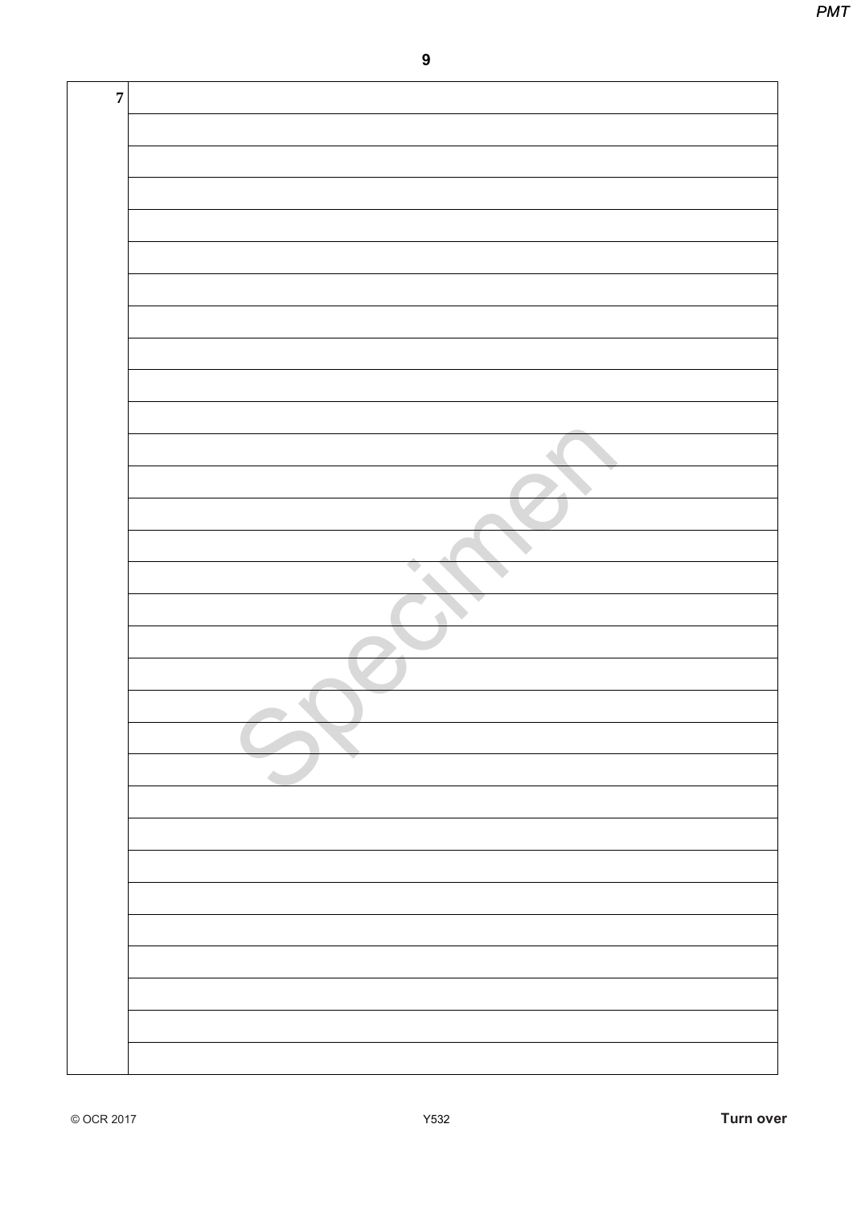7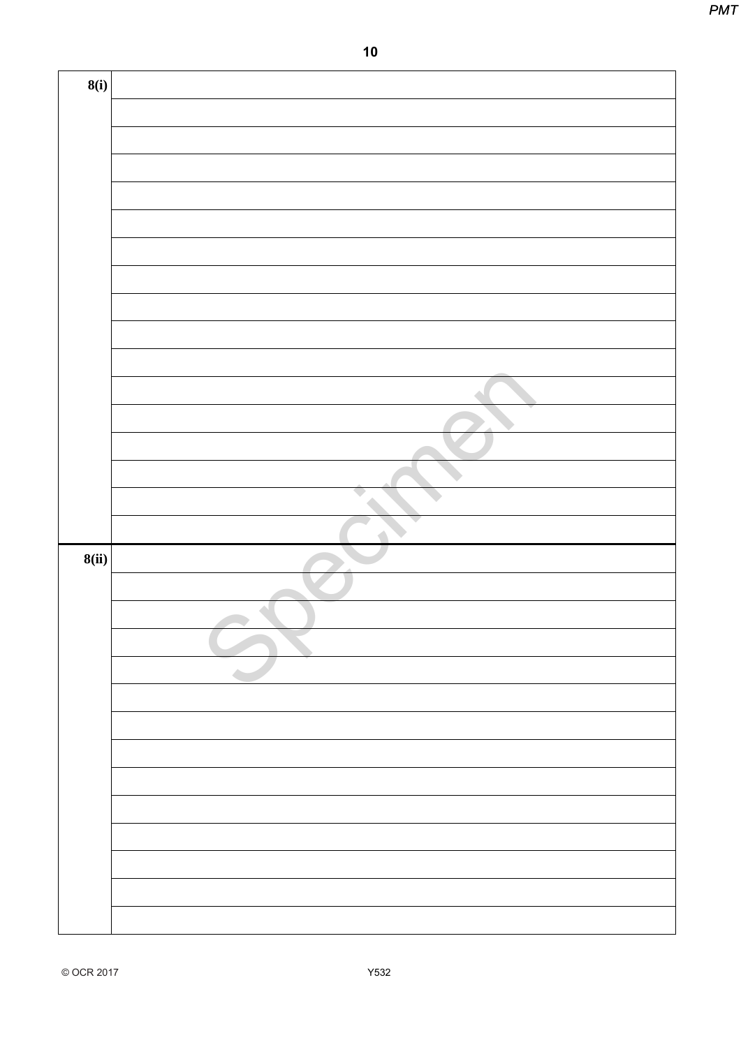| | |
|---|---|
| 8(i) | |
| | |
| | |
| | |
| | |
| | |
| | |
| | |
| | |
| | |
| | |
| | |
| | |
| | |
| | |
| | |
| | |
| 8(ii) | |
| | |
| | |
| | |
| | |
| | |
| | |
| | |
| | |
| | |
| | |
| | |
| | |
| | |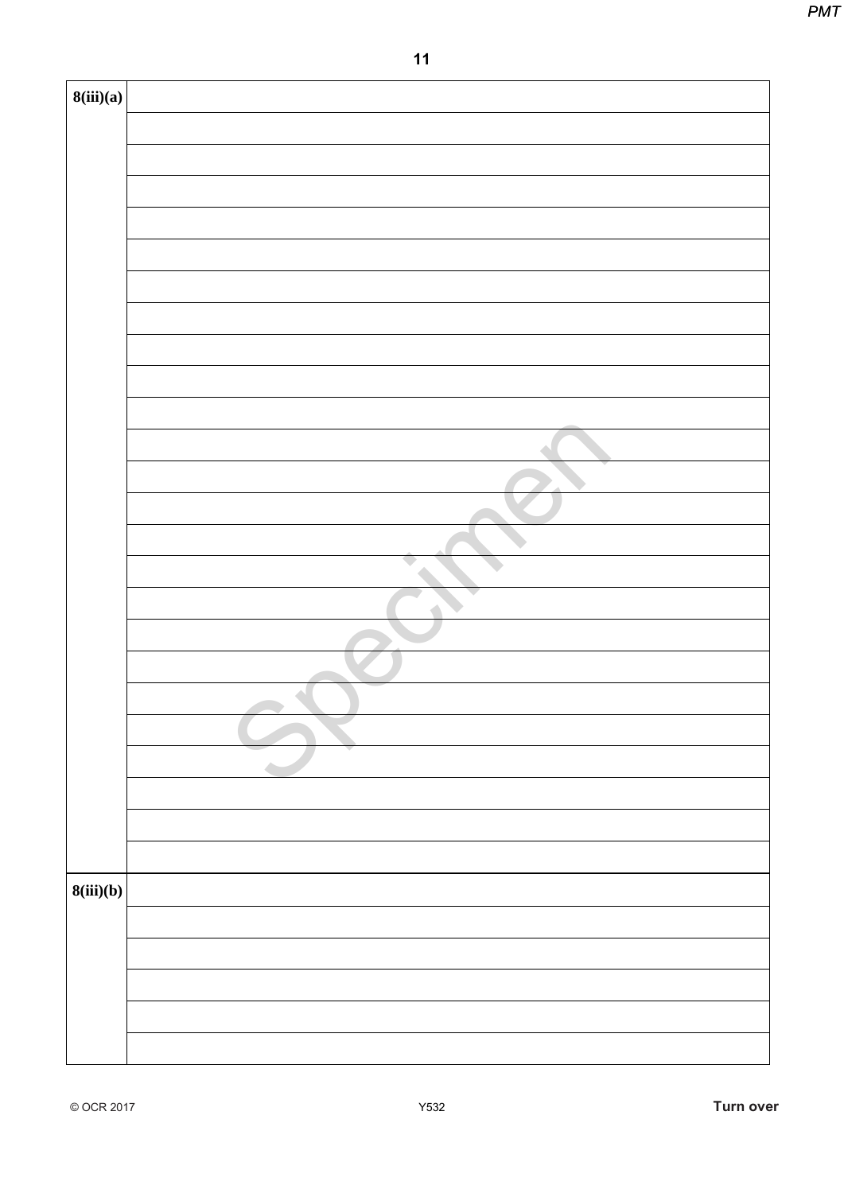| 8(iii)(a) | |
|---|---|
| | |
| | |
| | |
| | |
| | |
| | |
| | |
| | |
| | |
| | |
| | |
| | |
| | |
| | |
| | |
| | |
| | |
| | |
| | |
| | |
| | |
| | |
| | |
| | |
| **8(iii)(b)** | |
| | |
| | |
| | |
| | |
| | |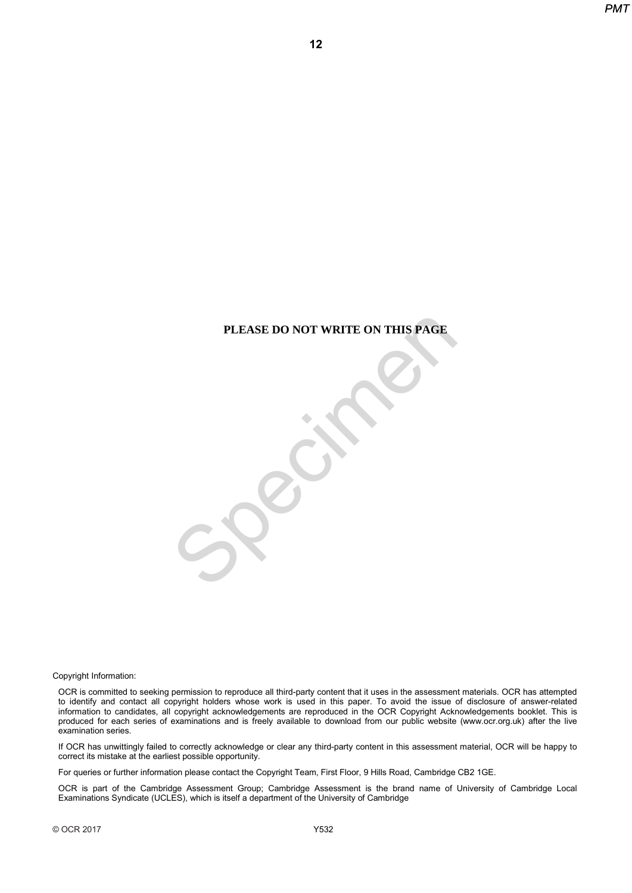**PLEASE DO NOT WRITE ON THIS PAGE**

Copyright Information:

OCR is committed to seeking permission to reproduce all third-party content that it uses in the assessment materials. OCR has attempted to identify and contact all copyright holders whose work is used in this paper. To avoid the issue of disclosure of answer-related information to candidates, all copyright acknowledgements are reproduced in the OCR Copyright Acknowledgements booklet. This is produced for each series of examinations and is freely available to download from our public website (www.ocr.org.uk) after the live examination series.

If OCR has unwittingly failed to correctly acknowledge or clear any third-party content in this assessment material, OCR will be happy to correct its mistake at the earliest possible opportunity.

For queries or further information please contact the Copyright Team, First Floor, 9 Hills Road, Cambridge CB2 1GE.

OCR is part of the Cambridge Assessment Group; Cambridge Assessment is the brand name of University of Cambridge Local Examinations Syndicate (UCLES), which is itself a department of the University of Cambridge

© OCR 2017 Y532